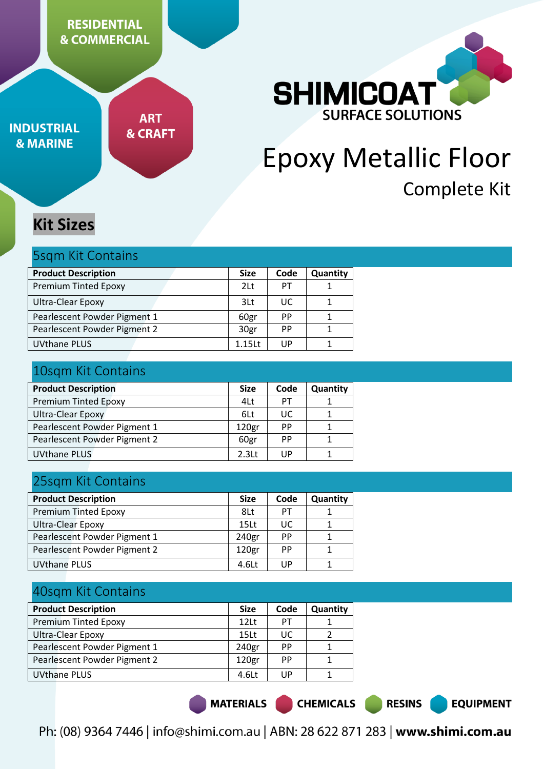RESIDENTIAL & COMMERCIAL

INDUSTRIAL & MARINE

ART & CRAFT

SHIMICOAT
SURFACE SOLUTIONS

# Epoxy Metallic Floor

## Complete Kit

## Kit Sizes

### 5sqm Kit Contains

| Product Description | Size | Code | Quantity |
|---|---|---|---|
| Premium Tinted Epoxy | 2Lt | PT | 1 |
| Ultra-Clear Epoxy | 3Lt | UC | 1 |
| Pearlescent Powder Pigment 1 | 60gr | PP | 1 |
| Pearlescent Powder Pigment 2 | 30gr | PP | 1 |
| UVthane PLUS | 1.15Lt | UP | 1 |

### 10sqm Kit Contains

| Product Description | Size | Code | Quantity |
|---|---|---|---|
| Premium Tinted Epoxy | 4Lt | PT | 1 |
| Ultra-Clear Epoxy | 6Lt | UC | 1 |
| Pearlescent Powder Pigment 1 | 120gr | PP | 1 |
| Pearlescent Powder Pigment 2 | 60gr | PP | 1 |
| UVthane PLUS | 2.3Lt | UP | 1 |

### 25sqm Kit Contains

| Product Description | Size | Code | Quantity |
|---|---|---|---|
| Premium Tinted Epoxy | 8Lt | PT | 1 |
| Ultra-Clear Epoxy | 15Lt | UC | 1 |
| Pearlescent Powder Pigment 1 | 240gr | PP | 1 |
| Pearlescent Powder Pigment 2 | 120gr | PP | 1 |
| UVthane PLUS | 4.6Lt | UP | 1 |

### 40sqm Kit Contains

| Product Description | Size | Code | Quantity |
|---|---|---|---|
| Premium Tinted Epoxy | 12Lt | PT | 1 |
| Ultra-Clear Epoxy | 15Lt | UC | 2 |
| Pearlescent Powder Pigment 1 | 240gr | PP | 1 |
| Pearlescent Powder Pigment 2 | 120gr | PP | 1 |
| UVthane PLUS | 4.6Lt | UP | 1 |

MATERIALS CHEMICALS RESINS EQUIPMENT

Ph: (08) 9364 7446 | info@shimi.com.au | ABN: 28 622 871 283 | **www.shimi.com.au**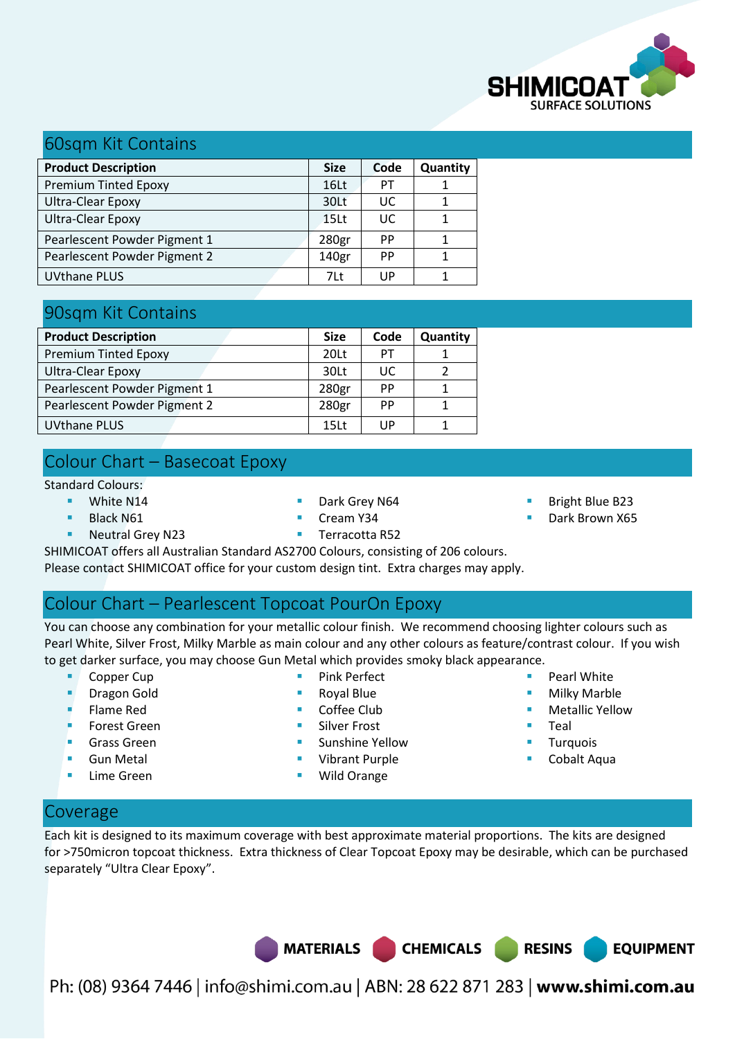## 60sqm Kit Contains

| Product Description | Size | Code | Quantity |
|---|---|---|---|
| Premium Tinted Epoxy | 16Lt | PT | 1 |
| Ultra-Clear Epoxy | 30Lt | UC | 1 |
| Ultra-Clear Epoxy | 15Lt | UC | 1 |
| Pearlescent Powder Pigment 1 | 280gr | PP | 1 |
| Pearlescent Powder Pigment 2 | 140gr | PP | 1 |
| UVthane PLUS | 7Lt | UP | 1 |

## 90sqm Kit Contains

| Product Description | Size | Code | Quantity |
|---|---|---|---|
| Premium Tinted Epoxy | 20Lt | PT | 1 |
| Ultra-Clear Epoxy | 30Lt | UC | 2 |
| Pearlescent Powder Pigment 1 | 280gr | PP | 1 |
| Pearlescent Powder Pigment 2 | 280gr | PP | 1 |
| UVthane PLUS | 15Lt | UP | 1 |

## Colour Chart – Basecoat Epoxy

Standard Colours:

- White N14
- Black N61
- Neutral Grey N23
- Dark Grey N64
- Cream Y34
- Terracotta R52
- Bright Blue B23
- Dark Brown X65

SHIMICOAT offers all Australian Standard AS2700 Colours, consisting of 206 colours.
Please contact SHIMICOAT office for your custom design tint. Extra charges may apply.

## Colour Chart – Pearlescent Topcoat PourOn Epoxy

You can choose any combination for your metallic colour finish. We recommend choosing lighter colours such as Pearl White, Silver Frost, Milky Marble as main colour and any other colours as feature/contrast colour. If you wish to get darker surface, you may choose Gun Metal which provides smoky black appearance.

- Copper Cup
- Dragon Gold
- Flame Red
- Forest Green
- Grass Green
- Gun Metal
- Lime Green
- Pink Perfect
- Royal Blue
- Coffee Club
- Silver Frost
- Sunshine Yellow
- Vibrant Purple
- Wild Orange
- Pearl White
- Milky Marble
- Metallic Yellow
- Teal
- Turquois
- Cobalt Aqua

## Coverage

Each kit is designed to its maximum coverage with best approximate material proportions. The kits are designed for >750micron topcoat thickness. Extra thickness of Clear Topcoat Epoxy may be desirable, which can be purchased separately "Ultra Clear Epoxy".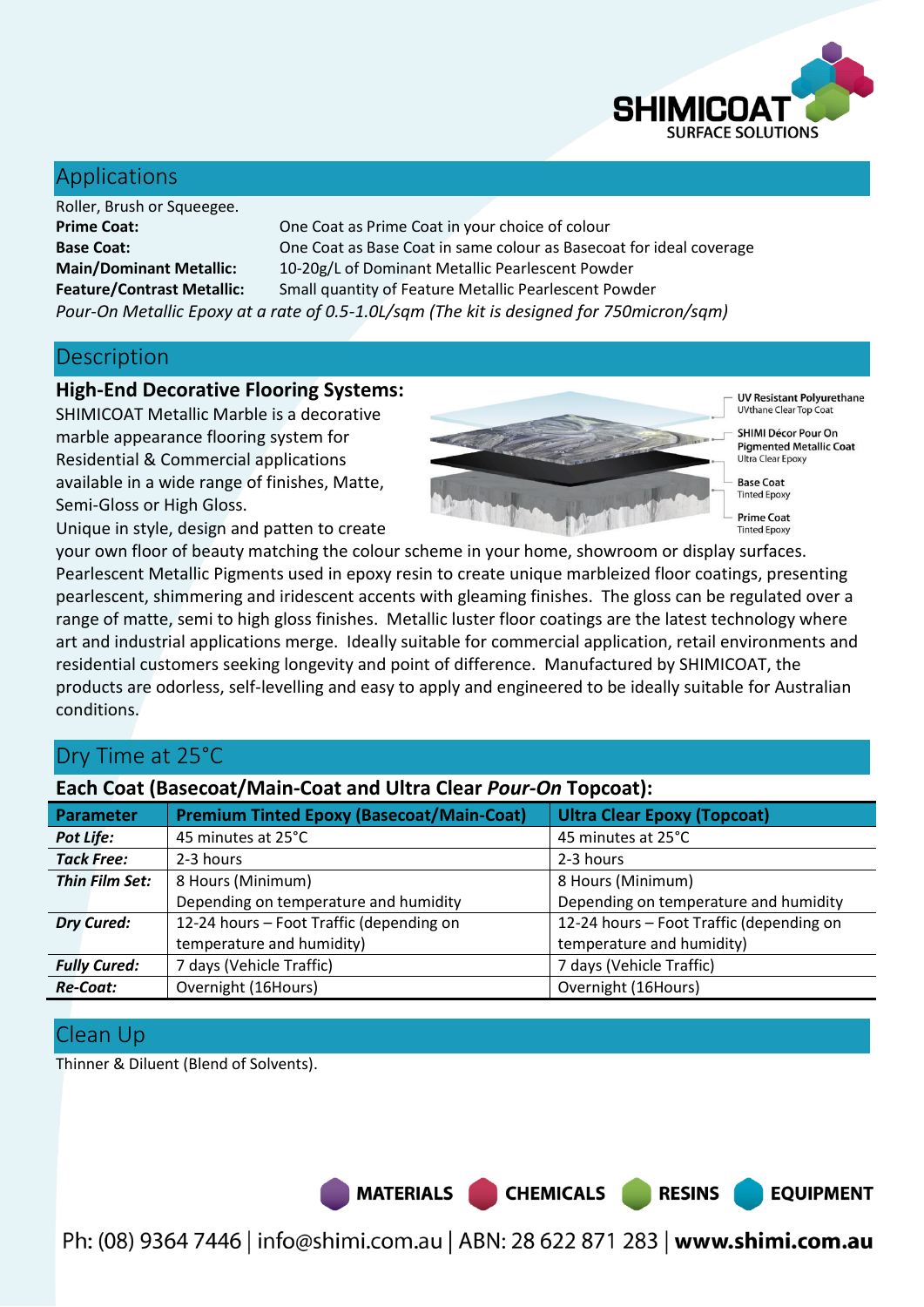## Applications

Roller, Brush or Squeegee.

**Prime Coat:** One Coat as Prime Coat in your choice of colour
**Base Coat:** One Coat as Base Coat in same colour as Basecoat for ideal coverage
**Main/Dominant Metallic:** 10-20g/L of Dominant Metallic Pearlescent Powder
**Feature/Contrast Metallic:** Small quantity of Feature Metallic Pearlescent Powder

*Pour-On Metallic Epoxy at a rate of 0.5-1.0L/sqm (The kit is designed for 750micron/sqm)*

## Description

### High-End Decorative Flooring Systems:

UV Resistant Polyurethane
UVthane Clear Top Coat

SHIMI Décor Pour On Pigmented Metallic Coat
Ultra Clear Epoxy

Base Coat
Tinted Epoxy

Prime Coat
Tinted Epoxy

SHIMICOAT Metallic Marble is a decorative marble appearance flooring system for Residential & Commercial applications available in a wide range of finishes, Matte, Semi-Gloss or High Gloss.

Unique in style, design and patten to create your own floor of beauty matching the colour scheme in your home, showroom or display surfaces. Pearlescent Metallic Pigments used in epoxy resin to create unique marbleized floor coatings, presenting pearlescent, shimmering and iridescent accents with gleaming finishes. The gloss can be regulated over a range of matte, semi to high gloss finishes. Metallic luster floor coatings are the latest technology where art and industrial applications merge. Ideally suitable for commercial application, retail environments and residential customers seeking longevity and point of difference. Manufactured by SHIMICOAT, the products are odorless, self-levelling and easy to apply and engineered to be ideally suitable for Australian conditions.

## Dry Time at 25°C

### Each Coat (Basecoat/Main-Coat and Ultra Clear *Pour-On* Topcoat):

| Parameter | Premium Tinted Epoxy (Basecoat/Main-Coat) | Ultra Clear Epoxy (Topcoat) |
|---|---|---|
| ***Pot Life:*** | 45 minutes at 25°C | 45 minutes at 25°C |
| ***Tack Free:*** | 2-3 hours | 2-3 hours |
| ***Thin Film Set:*** | 8 Hours (Minimum) Depending on temperature and humidity | 8 Hours (Minimum) Depending on temperature and humidity |
| ***Dry Cured:*** | 12-24 hours – Foot Traffic (depending on temperature and humidity) | 12-24 hours – Foot Traffic (depending on temperature and humidity) |
| ***Fully Cured:*** | 7 days (Vehicle Traffic) | 7 days (Vehicle Traffic) |
| ***Re-Coat:*** | Overnight (16Hours) | Overnight (16Hours) |

## Clean Up

Thinner & Diluent (Blend of Solvents).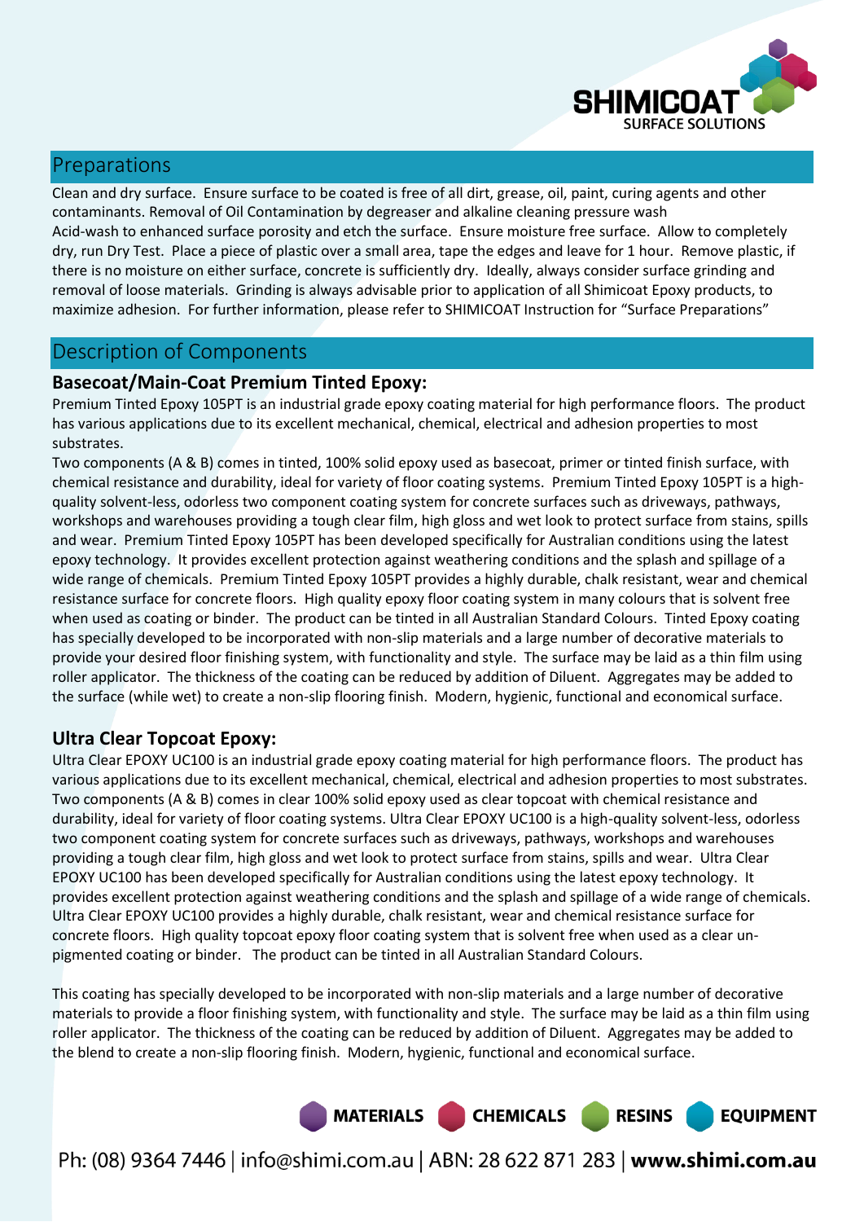## Preparations

Clean and dry surface. Ensure surface to be coated is free of all dirt, grease, oil, paint, curing agents and other contaminants. Removal of Oil Contamination by degreaser and alkaline cleaning pressure wash
Acid-wash to enhanced surface porosity and etch the surface. Ensure moisture free surface. Allow to completely dry, run Dry Test. Place a piece of plastic over a small area, tape the edges and leave for 1 hour. Remove plastic, if there is no moisture on either surface, concrete is sufficiently dry. Ideally, always consider surface grinding and removal of loose materials. Grinding is always advisable prior to application of all Shimicoat Epoxy products, to maximize adhesion. For further information, please refer to SHIMICOAT Instruction for "Surface Preparations"

## Description of Components

### Basecoat/Main-Coat Premium Tinted Epoxy:

Premium Tinted Epoxy 105PT is an industrial grade epoxy coating material for high performance floors. The product has various applications due to its excellent mechanical, chemical, electrical and adhesion properties to most substrates.
Two components (A & B) comes in tinted, 100% solid epoxy used as basecoat, primer or tinted finish surface, with chemical resistance and durability, ideal for variety of floor coating systems. Premium Tinted Epoxy 105PT is a high-quality solvent-less, odorless two component coating system for concrete surfaces such as driveways, pathways, workshops and warehouses providing a tough clear film, high gloss and wet look to protect surface from stains, spills and wear. Premium Tinted Epoxy 105PT has been developed specifically for Australian conditions using the latest epoxy technology. It provides excellent protection against weathering conditions and the splash and spillage of a wide range of chemicals. Premium Tinted Epoxy 105PT provides a highly durable, chalk resistant, wear and chemical resistance surface for concrete floors. High quality epoxy floor coating system in many colours that is solvent free when used as coating or binder. The product can be tinted in all Australian Standard Colours. Tinted Epoxy coating has specially developed to be incorporated with non-slip materials and a large number of decorative materials to provide your desired floor finishing system, with functionality and style. The surface may be laid as a thin film using roller applicator. The thickness of the coating can be reduced by addition of Diluent. Aggregates may be added to the surface (while wet) to create a non-slip flooring finish. Modern, hygienic, functional and economical surface.

### Ultra Clear Topcoat Epoxy:

Ultra Clear EPOXY UC100 is an industrial grade epoxy coating material for high performance floors. The product has various applications due to its excellent mechanical, chemical, electrical and adhesion properties to most substrates. Two components (A & B) comes in clear 100% solid epoxy used as clear topcoat with chemical resistance and durability, ideal for variety of floor coating systems. Ultra Clear EPOXY UC100 is a high-quality solvent-less, odorless two component coating system for concrete surfaces such as driveways, pathways, workshops and warehouses providing a tough clear film, high gloss and wet look to protect surface from stains, spills and wear. Ultra Clear EPOXY UC100 has been developed specifically for Australian conditions using the latest epoxy technology. It provides excellent protection against weathering conditions and the splash and spillage of a wide range of chemicals. Ultra Clear EPOXY UC100 provides a highly durable, chalk resistant, wear and chemical resistance surface for concrete floors. High quality topcoat epoxy floor coating system that is solvent free when used as a clear un-pigmented coating or binder. The product can be tinted in all Australian Standard Colours.

This coating has specially developed to be incorporated with non-slip materials and a large number of decorative materials to provide a floor finishing system, with functionality and style. The surface may be laid as a thin film using roller applicator. The thickness of the coating can be reduced by addition of Diluent. Aggregates may be added to the blend to create a non-slip flooring finish. Modern, hygienic, functional and economical surface.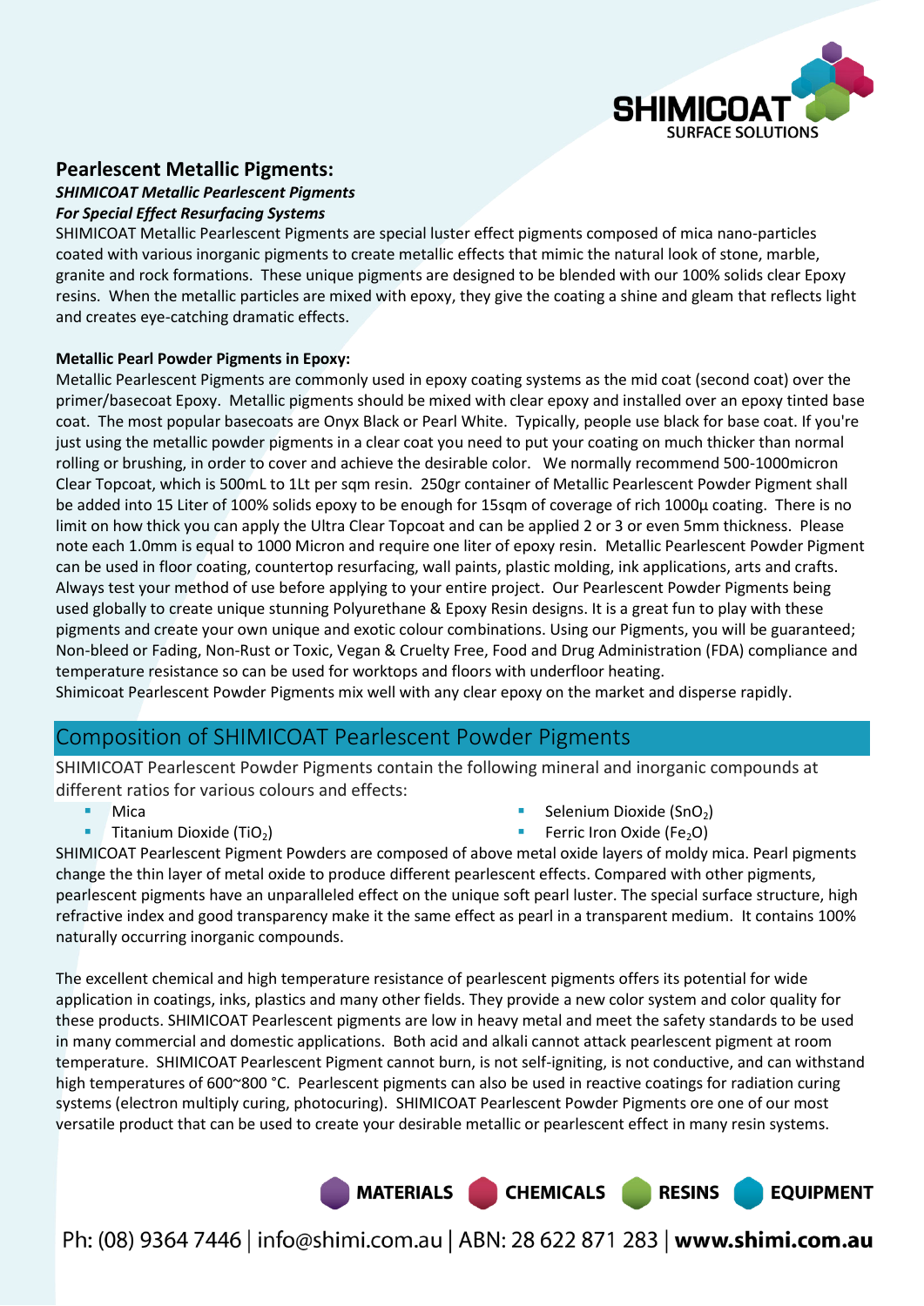## Pearlescent Metallic Pigments:

***SHIMICOAT Metallic Pearlescent Pigments***
***For Special Effect Resurfacing Systems***

SHIMICOAT Metallic Pearlescent Pigments are special luster effect pigments composed of mica nano-particles coated with various inorganic pigments to create metallic effects that mimic the natural look of stone, marble, granite and rock formations. These unique pigments are designed to be blended with our 100% solids clear Epoxy resins. When the metallic particles are mixed with epoxy, they give the coating a shine and gleam that reflects light and creates eye-catching dramatic effects.

**Metallic Pearl Powder Pigments in Epoxy:**

Metallic Pearlescent Pigments are commonly used in epoxy coating systems as the mid coat (second coat) over the primer/basecoat Epoxy. Metallic pigments should be mixed with clear epoxy and installed over an epoxy tinted base coat. The most popular basecoats are Onyx Black or Pearl White. Typically, people use black for base coat. If you're just using the metallic powder pigments in a clear coat you need to put your coating on much thicker than normal rolling or brushing, in order to cover and achieve the desirable color. We normally recommend 500-1000micron Clear Topcoat, which is 500mL to 1Lt per sqm resin. 250gr container of Metallic Pearlescent Powder Pigment shall be added into 15 Liter of 100% solids epoxy to be enough for 15sqm of coverage of rich 1000µ coating. There is no limit on how thick you can apply the Ultra Clear Topcoat and can be applied 2 or 3 or even 5mm thickness. Please note each 1.0mm is equal to 1000 Micron and require one liter of epoxy resin. Metallic Pearlescent Powder Pigment can be used in floor coating, countertop resurfacing, wall paints, plastic molding, ink applications, arts and crafts. Always test your method of use before applying to your entire project. Our Pearlescent Powder Pigments being used globally to create unique stunning Polyurethane & Epoxy Resin designs. It is a great fun to play with these pigments and create your own unique and exotic colour combinations. Using our Pigments, you will be guaranteed; Non-bleed or Fading, Non-Rust or Toxic, Vegan & Cruelty Free, Food and Drug Administration (FDA) compliance and temperature resistance so can be used for worktops and floors with underfloor heating.
Shimicoat Pearlescent Powder Pigments mix well with any clear epoxy on the market and disperse rapidly.

## Composition of SHIMICOAT Pearlescent Powder Pigments

SHIMICOAT Pearlescent Powder Pigments contain the following mineral and inorganic compounds at different ratios for various colours and effects:

- Mica
- Titanium Dioxide ($TiO_2$)
- Selenium Dioxide ($SnO_2$)
- Ferric Iron Oxide ($Fe_2O$)

SHIMICOAT Pearlescent Pigment Powders are composed of above metal oxide layers of moldy mica. Pearl pigments change the thin layer of metal oxide to produce different pearlescent effects. Compared with other pigments, pearlescent pigments have an unparalleled effect on the unique soft pearl luster. The special surface structure, high refractive index and good transparency make it the same effect as pearl in a transparent medium. It contains 100% naturally occurring inorganic compounds.

The excellent chemical and high temperature resistance of pearlescent pigments offers its potential for wide application in coatings, inks, plastics and many other fields. They provide a new color system and color quality for these products. SHIMICOAT Pearlescent pigments are low in heavy metal and meet the safety standards to be used in many commercial and domestic applications. Both acid and alkali cannot attack pearlescent pigment at room temperature. SHIMICOAT Pearlescent Pigment cannot burn, is not self-igniting, is not conductive, and can withstand high temperatures of 600~800 °C. Pearlescent pigments can also be used in reactive coatings for radiation curing systems (electron multiply curing, photocuring). SHIMICOAT Pearlescent Powder Pigments ore one of our most versatile product that can be used to create your desirable metallic or pearlescent effect in many resin systems.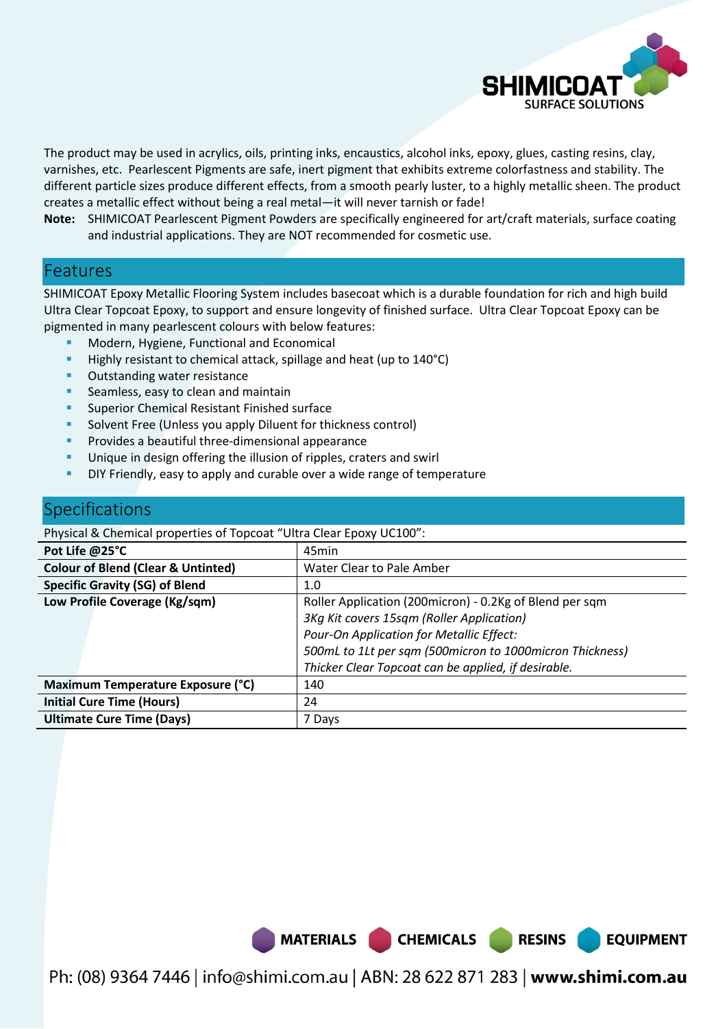The product may be used in acrylics, oils, printing inks, encaustics, alcohol inks, epoxy, glues, casting resins, clay, varnishes, etc. Pearlescent Pigments are safe, inert pigment that exhibits extreme colorfastness and stability. The different particle sizes produce different effects, from a smooth pearly luster, to a highly metallic sheen. The product creates a metallic effect without being a real metal—it will never tarnish or fade!

**Note:** SHIMICOAT Pearlescent Pigment Powders are specifically engineered for art/craft materials, surface coating and industrial applications. They are NOT recommended for cosmetic use.

## Features

SHIMICOAT Epoxy Metallic Flooring System includes basecoat which is a durable foundation for rich and high build Ultra Clear Topcoat Epoxy, to support and ensure longevity of finished surface. Ultra Clear Topcoat Epoxy can be pigmented in many pearlescent colours with below features:

- Modern, Hygiene, Functional and Economical
- Highly resistant to chemical attack, spillage and heat (up to 140°C)
- Outstanding water resistance
- Seamless, easy to clean and maintain
- Superior Chemical Resistant Finished surface
- Solvent Free (Unless you apply Diluent for thickness control)
- Provides a beautiful three-dimensional appearance
- Unique in design offering the illusion of ripples, craters and swirl
- DIY Friendly, easy to apply and curable over a wide range of temperature

## Specifications

Physical & Chemical properties of Topcoat "Ultra Clear Epoxy UC100":

| Property | Value |
|---|---|
| **Pot Life @25°C** | 45min |
| **Colour of Blend (Clear & Untinted)** | Water Clear to Pale Amber |
| **Specific Gravity (SG) of Blend** | 1.0 |
| **Low Profile Coverage (Kg/sqm)** | Roller Application (200micron) - 0.2Kg of Blend per sqm<br>*3Kg Kit covers 15sqm (Roller Application)*<br>*Pour-On Application for Metallic Effect:*<br>*500mL to 1Lt per sqm (500micron to 1000micron Thickness)*<br>*Thicker Clear Topcoat can be applied, if desirable.* |
| **Maximum Temperature Exposure (°C)** | 140 |
| **Initial Cure Time (Hours)** | 24 |
| **Ultimate Cure Time (Days)** | 7 Days |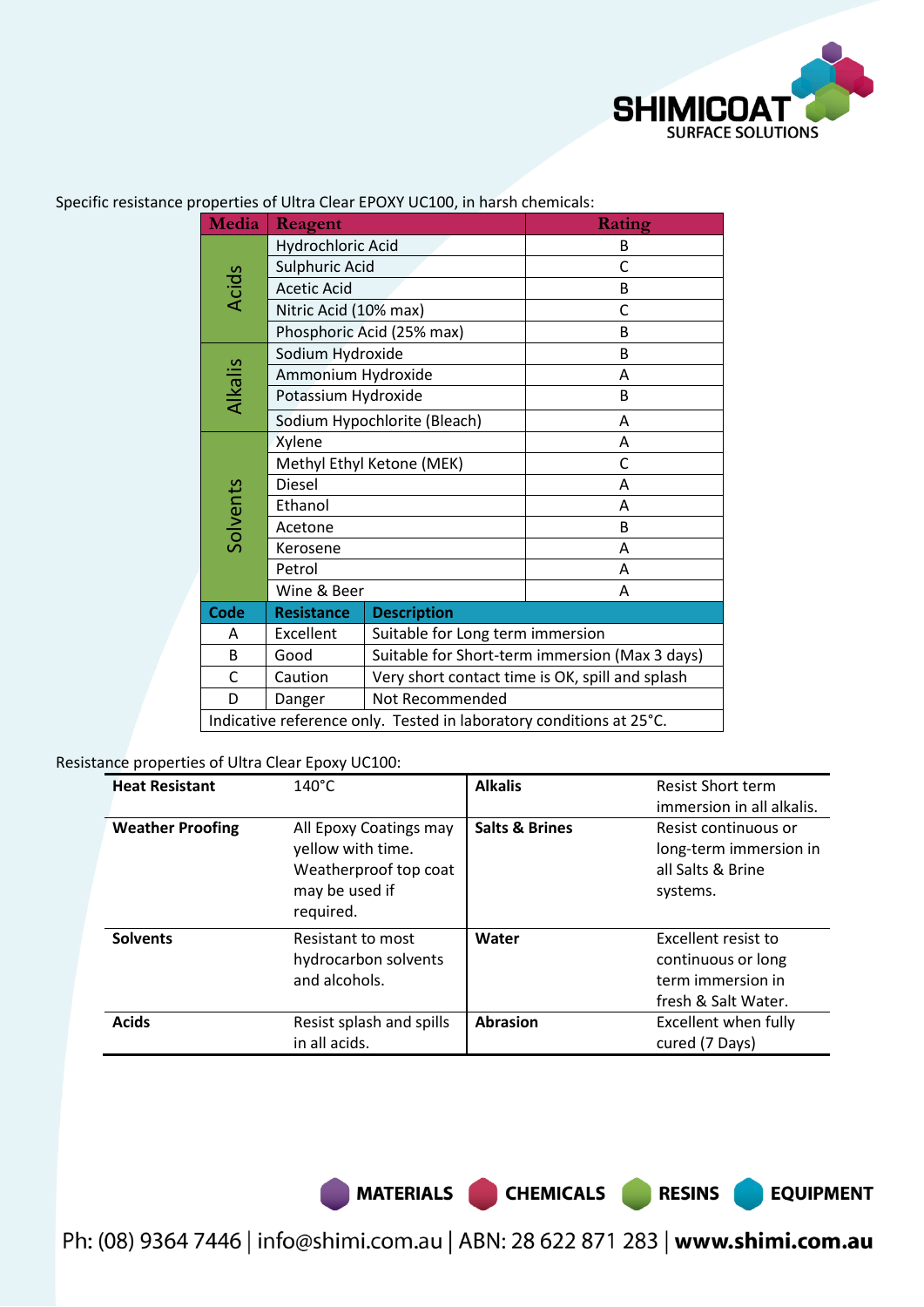Specific resistance properties of Ultra Clear EPOXY UC100, in harsh chemicals:

| Media | Reagent | Rating |
|---|---|---|
| Acids | Hydrochloric Acid | B |
| | Sulphuric Acid | C |
| | Acetic Acid | B |
| | Nitric Acid (10% max) | C |
| | Phosphoric Acid (25% max) | B |
| Alkalis | Sodium Hydroxide | B |
| | Ammonium Hydroxide | A |
| | Potassium Hydroxide | B |
| | Sodium Hypochlorite (Bleach) | A |
| Solvents | Xylene | A |
| | Methyl Ethyl Ketone (MEK) | C |
| | Diesel | A |
| | Ethanol | A |
| | Acetone | B |
| | Kerosene | A |
| | Petrol | A |
| | Wine & Beer | A |

| Code | Resistance | Description |
|---|---|---|
| A | Excellent | Suitable for Long term immersion |
| B | Good | Suitable for Short-term immersion (Max 3 days) |
| C | Caution | Very short contact time is OK, spill and splash |
| D | Danger | Not Recommended |

Indicative reference only. Tested in laboratory conditions at 25°C.

Resistance properties of Ultra Clear Epoxy UC100:

| | | | |
|---|---|---|---|
| **Heat Resistant** | 140°C | **Alkalis** | Resist Short term immersion in all alkalis. |
| **Weather Proofing** | All Epoxy Coatings may yellow with time. Weatherproof top coat may be used if required. | **Salts & Brines** | Resist continuous or long-term immersion in all Salts & Brine systems. |
| **Solvents** | Resistant to most hydrocarbon solvents and alcohols. | **Water** | Excellent resist to continuous or long term immersion in fresh & Salt Water. |
| **Acids** | Resist splash and spills in all acids. | **Abrasion** | Excellent when fully cured (7 Days) |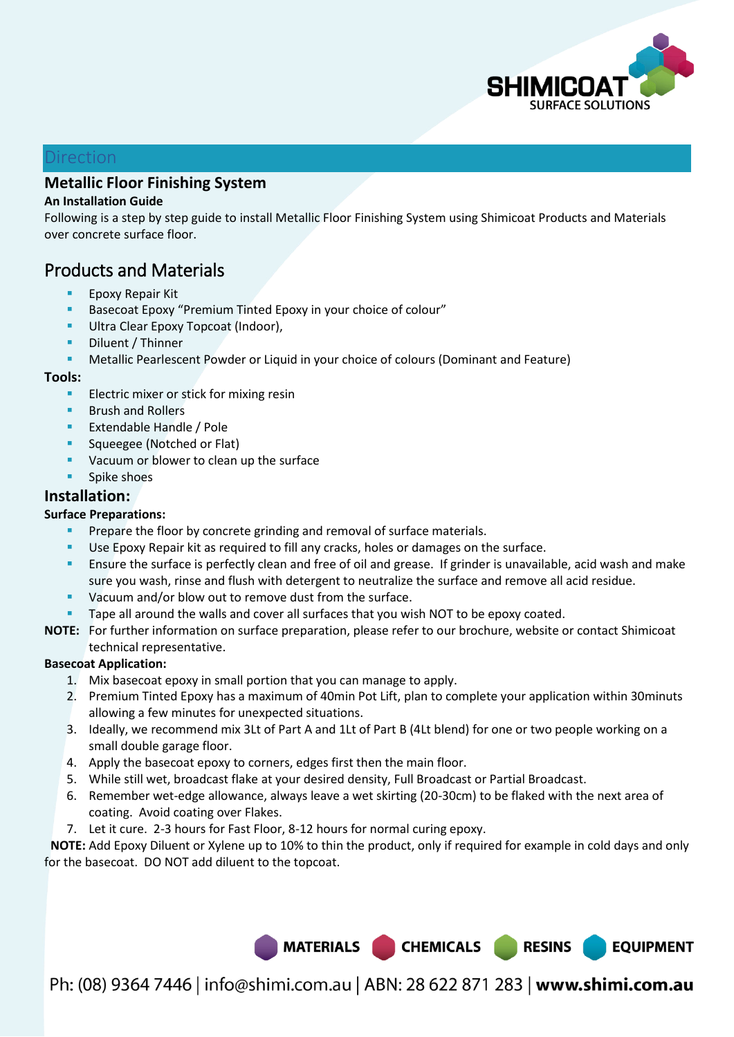## Direction

### Metallic Floor Finishing System

**An Installation Guide**

Following is a step by step guide to install Metallic Floor Finishing System using Shimicoat Products and Materials over concrete surface floor.

## Products and Materials

- Epoxy Repair Kit
- Basecoat Epoxy "Premium Tinted Epoxy in your choice of colour"
- Ultra Clear Epoxy Topcoat (Indoor),
- Diluent / Thinner
- Metallic Pearlescent Powder or Liquid in your choice of colours (Dominant and Feature)

**Tools:**

- Electric mixer or stick for mixing resin
- Brush and Rollers
- Extendable Handle / Pole
- Squeegee (Notched or Flat)
- Vacuum or blower to clean up the surface
- Spike shoes

### Installation:

**Surface Preparations:**

- Prepare the floor by concrete grinding and removal of surface materials.
- Use Epoxy Repair kit as required to fill any cracks, holes or damages on the surface.
- Ensure the surface is perfectly clean and free of oil and grease. If grinder is unavailable, acid wash and make sure you wash, rinse and flush with detergent to neutralize the surface and remove all acid residue.
- Vacuum and/or blow out to remove dust from the surface.
- Tape all around the walls and cover all surfaces that you wish NOT to be epoxy coated.

**NOTE:** For further information on surface preparation, please refer to our brochure, website or contact Shimicoat technical representative.

**Basecoat Application:**

1. Mix basecoat epoxy in small portion that you can manage to apply.
2. Premium Tinted Epoxy has a maximum of 40min Pot Lift, plan to complete your application within 30minuts allowing a few minutes for unexpected situations.
3. Ideally, we recommend mix 3Lt of Part A and 1Lt of Part B (4Lt blend) for one or two people working on a small double garage floor.
4. Apply the basecoat epoxy to corners, edges first then the main floor.
5. While still wet, broadcast flake at your desired density, Full Broadcast or Partial Broadcast.
6. Remember wet-edge allowance, always leave a wet skirting (20-30cm) to be flaked with the next area of coating. Avoid coating over Flakes.
7. Let it cure. 2-3 hours for Fast Floor, 8-12 hours for normal curing epoxy.

**NOTE:** Add Epoxy Diluent or Xylene up to 10% to thin the product, only if required for example in cold days and only for the basecoat. DO NOT add diluent to the topcoat.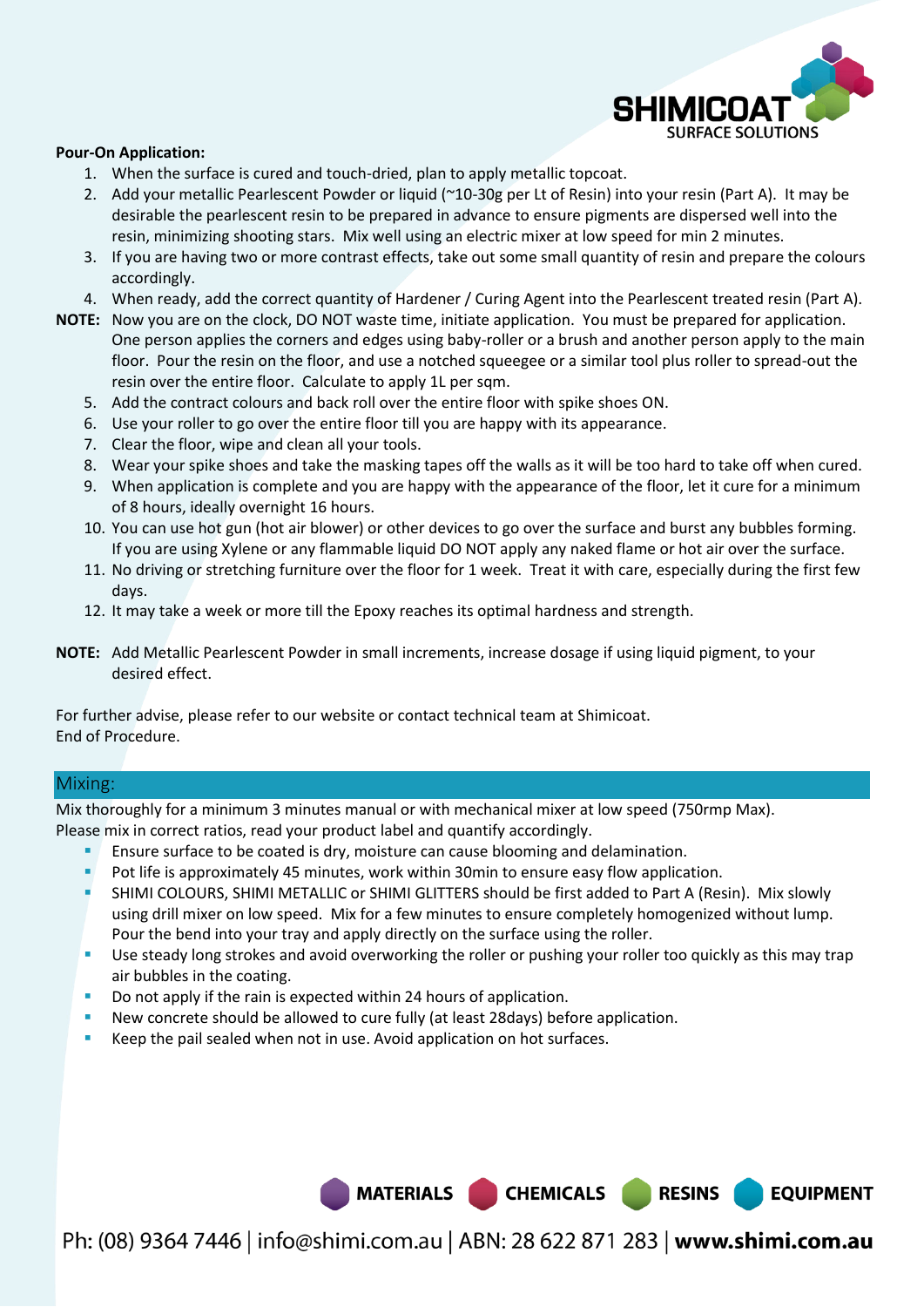**Pour-On Application:**

1. When the surface is cured and touch-dried, plan to apply metallic topcoat.
2. Add your metallic Pearlescent Powder or liquid (~10-30g per Lt of Resin) into your resin (Part A). It may be desirable the pearlescent resin to be prepared in advance to ensure pigments are dispersed well into the resin, minimizing shooting stars. Mix well using an electric mixer at low speed for min 2 minutes.
3. If you are having two or more contrast effects, take out some small quantity of resin and prepare the colours accordingly.
4. When ready, add the correct quantity of Hardener / Curing Agent into the Pearlescent treated resin (Part A).

**NOTE:** Now you are on the clock, DO NOT waste time, initiate application. You must be prepared for application. One person applies the corners and edges using baby-roller or a brush and another person apply to the main floor. Pour the resin on the floor, and use a notched squeegee or a similar tool plus roller to spread-out the resin over the entire floor. Calculate to apply 1L per sqm.

5. Add the contract colours and back roll over the entire floor with spike shoes ON.
6. Use your roller to go over the entire floor till you are happy with its appearance.
7. Clear the floor, wipe and clean all your tools.
8. Wear your spike shoes and take the masking tapes off the walls as it will be too hard to take off when cured.
9. When application is complete and you are happy with the appearance of the floor, let it cure for a minimum of 8 hours, ideally overnight 16 hours.
10. You can use hot gun (hot air blower) or other devices to go over the surface and burst any bubbles forming. If you are using Xylene or any flammable liquid DO NOT apply any naked flame or hot air over the surface.
11. No driving or stretching furniture over the floor for 1 week. Treat it with care, especially during the first few days.
12. It may take a week or more till the Epoxy reaches its optimal hardness and strength.

**NOTE:** Add Metallic Pearlescent Powder in small increments, increase dosage if using liquid pigment, to your desired effect.

For further advise, please refer to our website or contact technical team at Shimicoat.
End of Procedure.

## Mixing:

Mix thoroughly for a minimum 3 minutes manual or with mechanical mixer at low speed (750rmp Max).
Please mix in correct ratios, read your product label and quantify accordingly.

- Ensure surface to be coated is dry, moisture can cause blooming and delamination.
- Pot life is approximately 45 minutes, work within 30min to ensure easy flow application.
- SHIMI COLOURS, SHIMI METALLIC or SHIMI GLITTERS should be first added to Part A (Resin). Mix slowly using drill mixer on low speed. Mix for a few minutes to ensure completely homogenized without lump. Pour the bend into your tray and apply directly on the surface using the roller.
- Use steady long strokes and avoid overworking the roller or pushing your roller too quickly as this may trap air bubbles in the coating.
- Do not apply if the rain is expected within 24 hours of application.
- New concrete should be allowed to cure fully (at least 28days) before application.
- Keep the pail sealed when not in use. Avoid application on hot surfaces.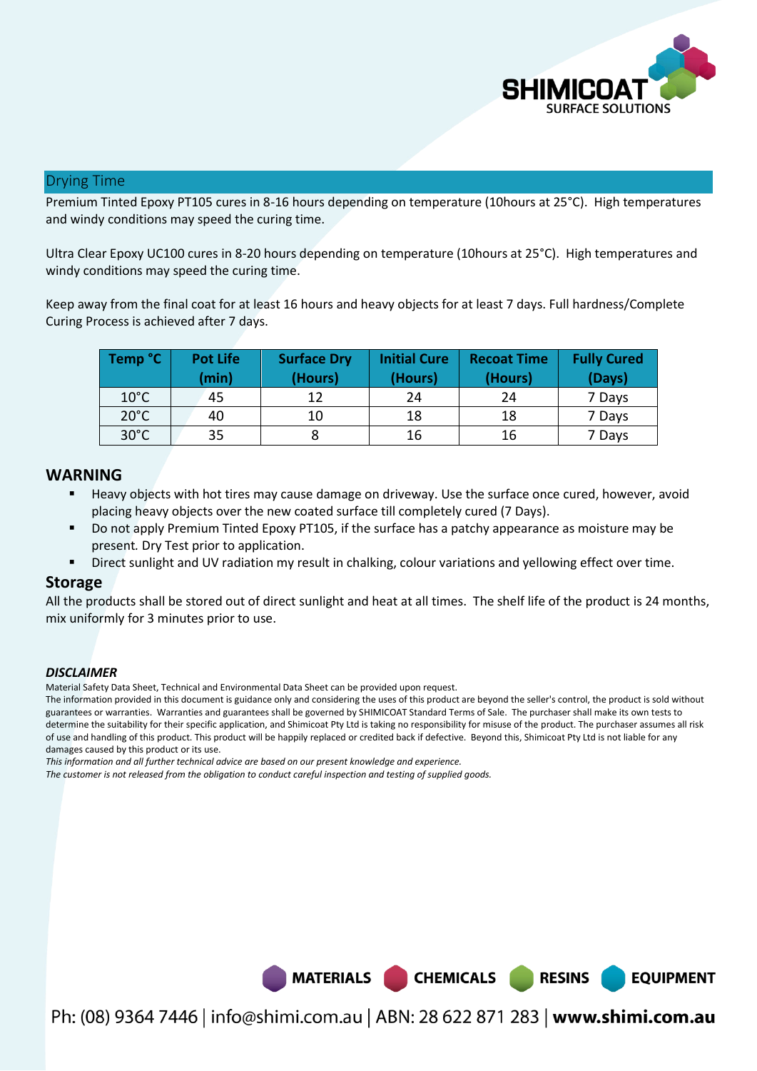## Drying Time

Premium Tinted Epoxy PT105 cures in 8-16 hours depending on temperature (10hours at 25°C). High temperatures and windy conditions may speed the curing time.

Ultra Clear Epoxy UC100 cures in 8-20 hours depending on temperature (10hours at 25°C). High temperatures and windy conditions may speed the curing time.

Keep away from the final coat for at least 16 hours and heavy objects for at least 7 days. Full hardness/Complete Curing Process is achieved after 7 days.

| Temp °C | Pot Life (min) | Surface Dry (Hours) | Initial Cure (Hours) | Recoat Time (Hours) | Fully Cured (Days) |
|---|---|---|---|---|---|
| 10°C | 45 | 12 | 24 | 24 | 7 Days |
| 20°C | 40 | 10 | 18 | 18 | 7 Days |
| 30°C | 35 | 8 | 16 | 16 | 7 Days |

## WARNING

- Heavy objects with hot tires may cause damage on driveway. Use the surface once cured, however, avoid placing heavy objects over the new coated surface till completely cured (7 Days).
- Do not apply Premium Tinted Epoxy PT105, if the surface has a patchy appearance as moisture may be present. Dry Test prior to application.
- Direct sunlight and UV radiation my result in chalking, colour variations and yellowing effect over time.

## Storage

All the products shall be stored out of direct sunlight and heat at all times. The shelf life of the product is 24 months, mix uniformly for 3 minutes prior to use.

***DISCLAIMER***

Material Safety Data Sheet, Technical and Environmental Data Sheet can be provided upon request.
The information provided in this document is guidance only and considering the uses of this product are beyond the seller's control, the product is sold without guarantees or warranties. Warranties and guarantees shall be governed by SHIMICOAT Standard Terms of Sale. The purchaser shall make its own tests to determine the suitability for their specific application, and Shimicoat Pty Ltd is taking no responsibility for misuse of the product. The purchaser assumes all risk of use and handling of this product. This product will be happily replaced or credited back if defective. Beyond this, Shimicoat Pty Ltd is not liable for any damages caused by this product or its use.
*This information and all further technical advice are based on our present knowledge and experience.*
*The customer is not released from the obligation to conduct careful inspection and testing of supplied goods.*

MATERIALS CHEMICALS RESINS EQUIPMENT

Ph: (08) 9364 7446 | info@shimi.com.au | ABN: 28 622 871 283 | **www.shimi.com.au**